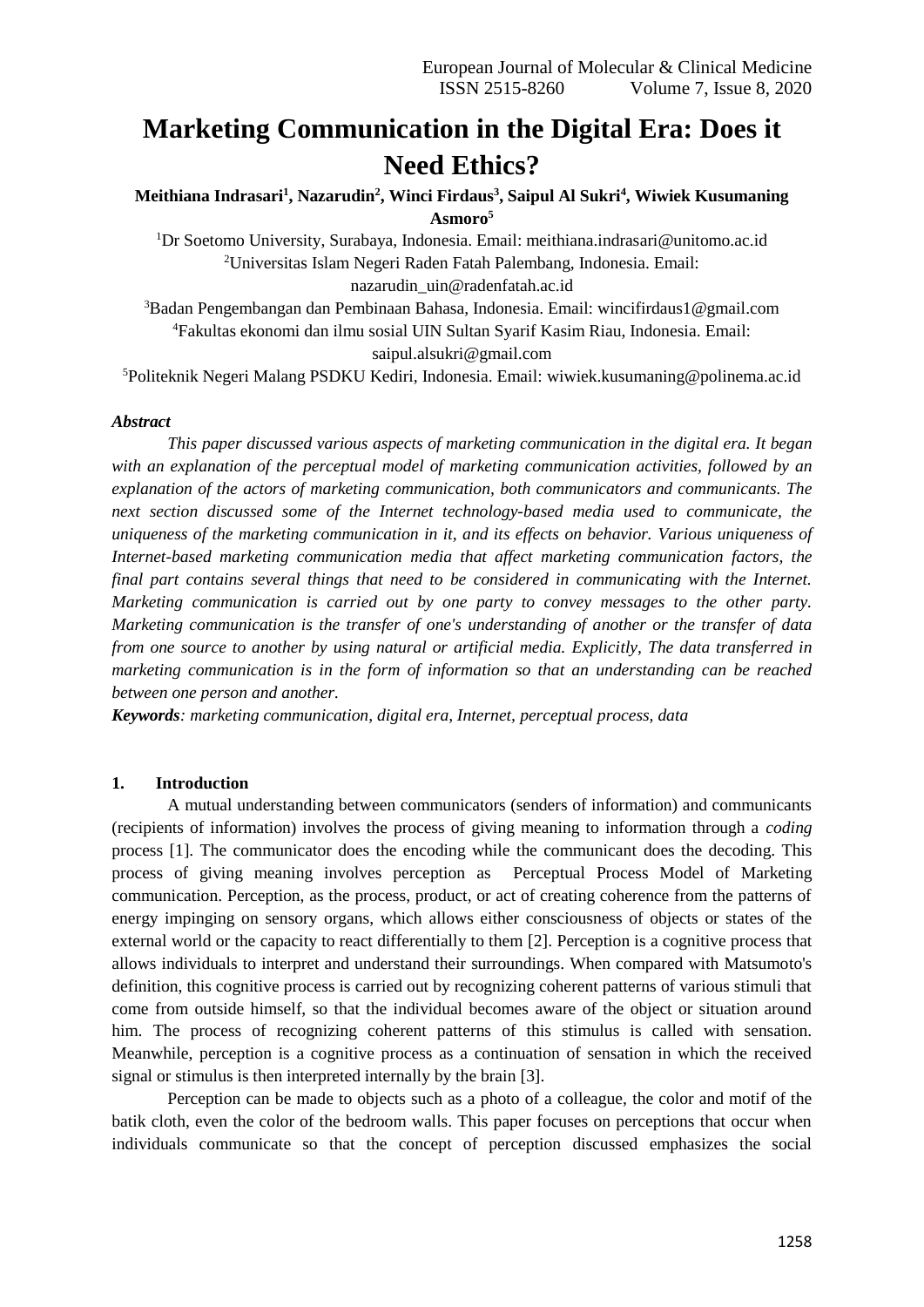# Marketing Communication in the Digital Era: Does it Need Ethics?

**Meithiana Indrasari[1], Nazarudin[2], Winci Firdaus[3], Saipul Al Sukri[4], Wiwiek Kusumaning Asmoro[5]**

[1]Dr Soetomo University, Surabaya, Indonesia. Email: meithiana.indrasari@unitomo.ac.id
[2]Universitas Islam Negeri Raden Fatah Palembang, Indonesia. Email: nazarudin_uin@radenfatah.ac.id
[3]Badan Pengembangan dan Pembinaan Bahasa, Indonesia. Email: wincifirdaus1@gmail.com
[4]Fakultas ekonomi dan ilmu sosial UIN Sultan Syarif Kasim Riau, Indonesia. Email: saipul.alsukri@gmail.com
[5]Politeknik Negeri Malang PSDKU Kediri, Indonesia. Email: wiwiek.kusumaning@polinema.ac.id

***Abstract***

*This paper discussed various aspects of marketing communication in the digital era. It began with an explanation of the perceptual model of marketing communication activities, followed by an explanation of the actors of marketing communication, both communicators and communicants. The next section discussed some of the Internet technology-based media used to communicate, the uniqueness of the marketing communication in it, and its effects on behavior. Various uniqueness of Internet-based marketing communication media that affect marketing communication factors, the final part contains several things that need to be considered in communicating with the Internet. Marketing communication is carried out by one party to convey messages to the other party. Marketing communication is the transfer of one's understanding of another or the transfer of data from one source to another by using natural or artificial media. Explicitly, The data transferred in marketing communication is in the form of information so that an understanding can be reached between one person and another.*

***Keywords****: marketing communication, digital era, Internet, perceptual process, data*

## 1. Introduction

A mutual understanding between communicators (senders of information) and communicants (recipients of information) involves the process of giving meaning to information through a *coding* process [1]. The communicator does the encoding while the communicant does the decoding. This process of giving meaning involves perception as Perceptual Process Model of Marketing communication. Perception, as the process, product, or act of creating coherence from the patterns of energy impinging on sensory organs, which allows either consciousness of objects or states of the external world or the capacity to react differentially to them [2]. Perception is a cognitive process that allows individuals to interpret and understand their surroundings. When compared with Matsumoto's definition, this cognitive process is carried out by recognizing coherent patterns of various stimuli that come from outside himself, so that the individual becomes aware of the object or situation around him. The process of recognizing coherent patterns of this stimulus is called with sensation. Meanwhile, perception is a cognitive process as a continuation of sensation in which the received signal or stimulus is then interpreted internally by the brain [3].

Perception can be made to objects such as a photo of a colleague, the color and motif of the batik cloth, even the color of the bedroom walls. This paper focuses on perceptions that occur when individuals communicate so that the concept of perception discussed emphasizes the social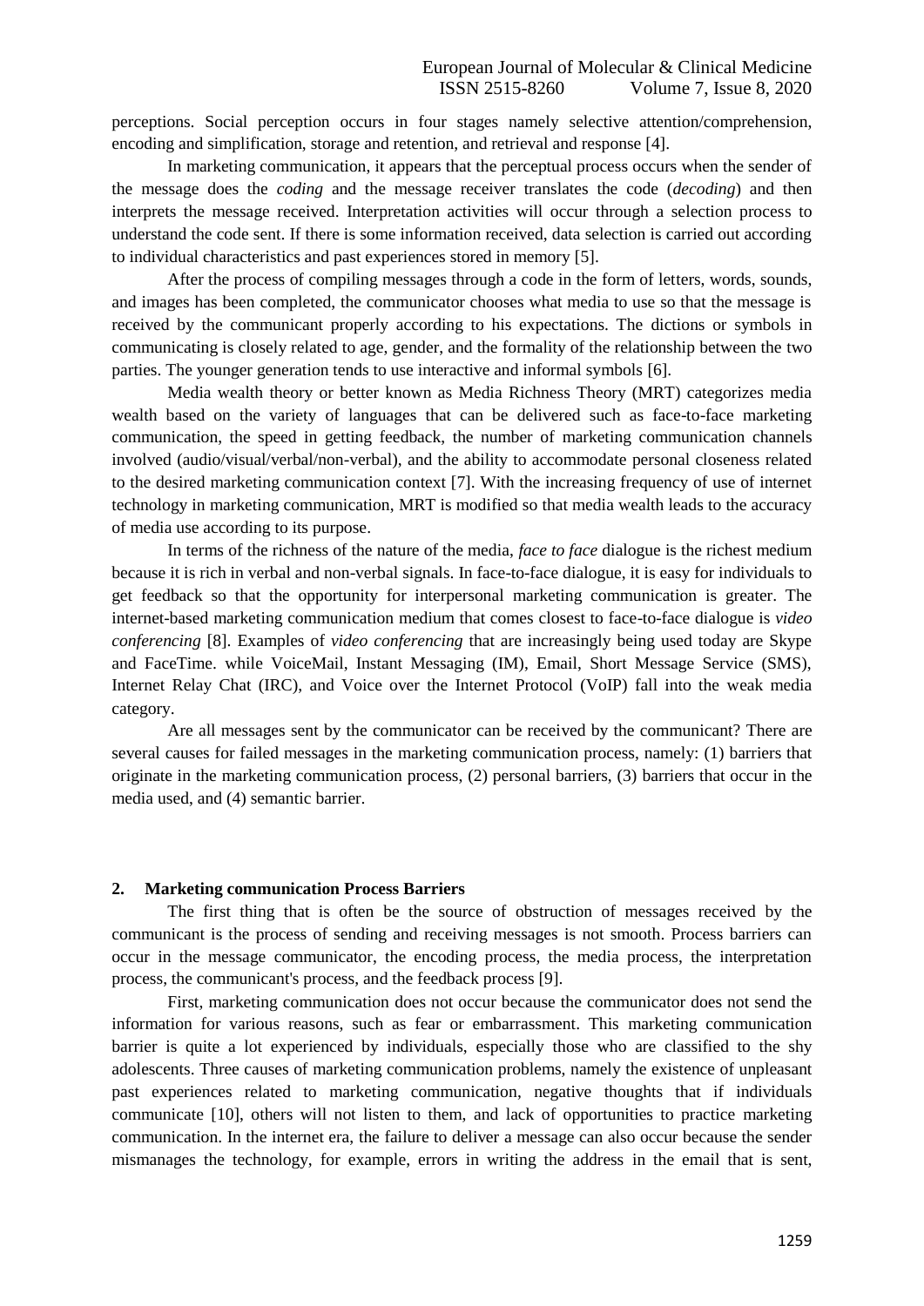perceptions. Social perception occurs in four stages namely selective attention/comprehension, encoding and simplification, storage and retention, and retrieval and response [4].

In marketing communication, it appears that the perceptual process occurs when the sender of the message does the *coding* and the message receiver translates the code (*decoding*) and then interprets the message received. Interpretation activities will occur through a selection process to understand the code sent. If there is some information received, data selection is carried out according to individual characteristics and past experiences stored in memory [5].

After the process of compiling messages through a code in the form of letters, words, sounds, and images has been completed, the communicator chooses what media to use so that the message is received by the communicant properly according to his expectations. The dictions or symbols in communicating is closely related to age, gender, and the formality of the relationship between the two parties. The younger generation tends to use interactive and informal symbols [6].

Media wealth theory or better known as Media Richness Theory (MRT) categorizes media wealth based on the variety of languages that can be delivered such as face-to-face marketing communication, the speed in getting feedback, the number of marketing communication channels involved (audio/visual/verbal/non-verbal), and the ability to accommodate personal closeness related to the desired marketing communication context [7]. With the increasing frequency of use of internet technology in marketing communication, MRT is modified so that media wealth leads to the accuracy of media use according to its purpose.

In terms of the richness of the nature of the media, *face to face* dialogue is the richest medium because it is rich in verbal and non-verbal signals. In face-to-face dialogue, it is easy for individuals to get feedback so that the opportunity for interpersonal marketing communication is greater. The internet-based marketing communication medium that comes closest to face-to-face dialogue is *video conferencing* [8]. Examples of *video conferencing* that are increasingly being used today are Skype and FaceTime. while VoiceMail, Instant Messaging (IM), Email, Short Message Service (SMS), Internet Relay Chat (IRC), and Voice over the Internet Protocol (VoIP) fall into the weak media category.

Are all messages sent by the communicator can be received by the communicant? There are several causes for failed messages in the marketing communication process, namely: (1) barriers that originate in the marketing communication process, (2) personal barriers, (3) barriers that occur in the media used, and (4) semantic barrier.

## 2. Marketing communication Process Barriers

The first thing that is often be the source of obstruction of messages received by the communicant is the process of sending and receiving messages is not smooth. Process barriers can occur in the message communicator, the encoding process, the media process, the interpretation process, the communicant's process, and the feedback process [9].

First, marketing communication does not occur because the communicator does not send the information for various reasons, such as fear or embarrassment. This marketing communication barrier is quite a lot experienced by individuals, especially those who are classified to the shy adolescents. Three causes of marketing communication problems, namely the existence of unpleasant past experiences related to marketing communication, negative thoughts that if individuals communicate [10], others will not listen to them, and lack of opportunities to practice marketing communication. In the internet era, the failure to deliver a message can also occur because the sender mismanages the technology, for example, errors in writing the address in the email that is sent,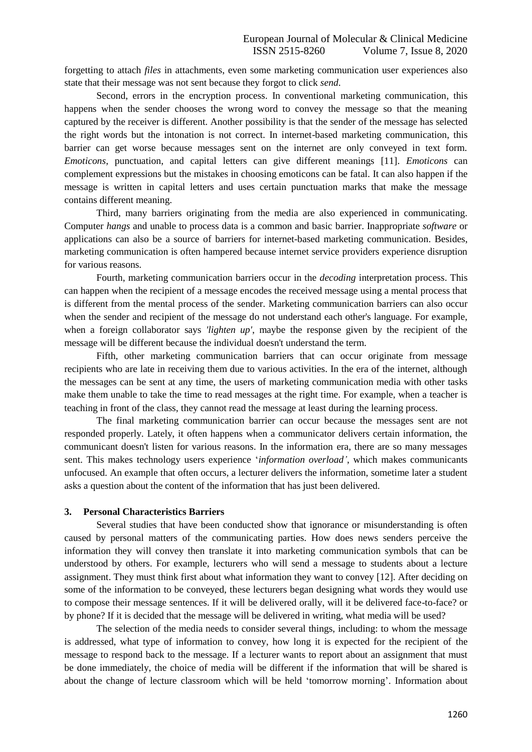forgetting to attach *files* in attachments, even some marketing communication user experiences also state that their message was not sent because they forgot to click *send*.

Second, errors in the encryption process. In conventional marketing communication, this happens when the sender chooses the wrong word to convey the message so that the meaning captured by the receiver is different. Another possibility is that the sender of the message has selected the right words but the intonation is not correct. In internet-based marketing communication, this barrier can get worse because messages sent on the internet are only conveyed in text form. *Emoticons*, punctuation, and capital letters can give different meanings [11]. *Emoticons* can complement expressions but the mistakes in choosing emoticons can be fatal. It can also happen if the message is written in capital letters and uses certain punctuation marks that make the message contains different meaning.

Third, many barriers originating from the media are also experienced in communicating. Computer *hangs* and unable to process data is a common and basic barrier. Inappropriate *software* or applications can also be a source of barriers for internet-based marketing communication. Besides, marketing communication is often hampered because internet service providers experience disruption for various reasons.

Fourth, marketing communication barriers occur in the *decoding* interpretation process. This can happen when the recipient of a message encodes the received message using a mental process that is different from the mental process of the sender. Marketing communication barriers can also occur when the sender and recipient of the message do not understand each other's language. For example, when a foreign collaborator says *'lighten up'*, maybe the response given by the recipient of the message will be different because the individual doesn't understand the term.

Fifth, other marketing communication barriers that can occur originate from message recipients who are late in receiving them due to various activities. In the era of the internet, although the messages can be sent at any time, the users of marketing communication media with other tasks make them unable to take the time to read messages at the right time. For example, when a teacher is teaching in front of the class, they cannot read the message at least during the learning process.

The final marketing communication barrier can occur because the messages sent are not responded properly. Lately, it often happens when a communicator delivers certain information, the communicant doesn't listen for various reasons. In the information era, there are so many messages sent. This makes technology users experience '*information overload'*, which makes communicants unfocused. An example that often occurs, a lecturer delivers the information, sometime later a student asks a question about the content of the information that has just been delivered.

### 3. Personal Characteristics Barriers

Several studies that have been conducted show that ignorance or misunderstanding is often caused by personal matters of the communicating parties. How does news senders perceive the information they will convey then translate it into marketing communication symbols that can be understood by others. For example, lecturers who will send a message to students about a lecture assignment. They must think first about what information they want to convey [12]. After deciding on some of the information to be conveyed, these lecturers began designing what words they would use to compose their message sentences. If it will be delivered orally, will it be delivered face-to-face? or by phone? If it is decided that the message will be delivered in writing, what media will be used?

The selection of the media needs to consider several things, including: to whom the message is addressed, what type of information to convey, how long it is expected for the recipient of the message to respond back to the message. If a lecturer wants to report about an assignment that must be done immediately, the choice of media will be different if the information that will be shared is about the change of lecture classroom which will be held 'tomorrow morning'. Information about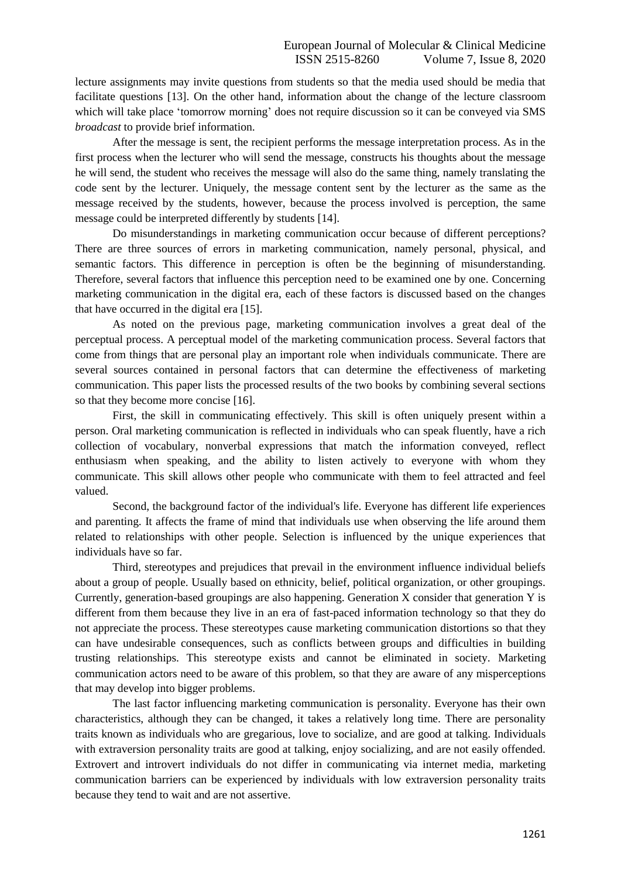lecture assignments may invite questions from students so that the media used should be media that facilitate questions [13]. On the other hand, information about the change of the lecture classroom which will take place 'tomorrow morning' does not require discussion so it can be conveyed via SMS *broadcast* to provide brief information.

After the message is sent, the recipient performs the message interpretation process. As in the first process when the lecturer who will send the message, constructs his thoughts about the message he will send, the student who receives the message will also do the same thing, namely translating the code sent by the lecturer. Uniquely, the message content sent by the lecturer as the same as the message received by the students, however, because the process involved is perception, the same message could be interpreted differently by students [14].

Do misunderstandings in marketing communication occur because of different perceptions? There are three sources of errors in marketing communication, namely personal, physical, and semantic factors. This difference in perception is often be the beginning of misunderstanding. Therefore, several factors that influence this perception need to be examined one by one. Concerning marketing communication in the digital era, each of these factors is discussed based on the changes that have occurred in the digital era [15].

As noted on the previous page, marketing communication involves a great deal of the perceptual process. A perceptual model of the marketing communication process. Several factors that come from things that are personal play an important role when individuals communicate. There are several sources contained in personal factors that can determine the effectiveness of marketing communication. This paper lists the processed results of the two books by combining several sections so that they become more concise [16].

First, the skill in communicating effectively. This skill is often uniquely present within a person. Oral marketing communication is reflected in individuals who can speak fluently, have a rich collection of vocabulary, nonverbal expressions that match the information conveyed, reflect enthusiasm when speaking, and the ability to listen actively to everyone with whom they communicate. This skill allows other people who communicate with them to feel attracted and feel valued.

Second, the background factor of the individual's life. Everyone has different life experiences and parenting. It affects the frame of mind that individuals use when observing the life around them related to relationships with other people. Selection is influenced by the unique experiences that individuals have so far.

Third, stereotypes and prejudices that prevail in the environment influence individual beliefs about a group of people. Usually based on ethnicity, belief, political organization, or other groupings. Currently, generation-based groupings are also happening. Generation X consider that generation Y is different from them because they live in an era of fast-paced information technology so that they do not appreciate the process. These stereotypes cause marketing communication distortions so that they can have undesirable consequences, such as conflicts between groups and difficulties in building trusting relationships. This stereotype exists and cannot be eliminated in society. Marketing communication actors need to be aware of this problem, so that they are aware of any misperceptions that may develop into bigger problems.

The last factor influencing marketing communication is personality. Everyone has their own characteristics, although they can be changed, it takes a relatively long time. There are personality traits known as individuals who are gregarious, love to socialize, and are good at talking. Individuals with extraversion personality traits are good at talking, enjoy socializing, and are not easily offended. Extrovert and introvert individuals do not differ in communicating via internet media, marketing communication barriers can be experienced by individuals with low extraversion personality traits because they tend to wait and are not assertive.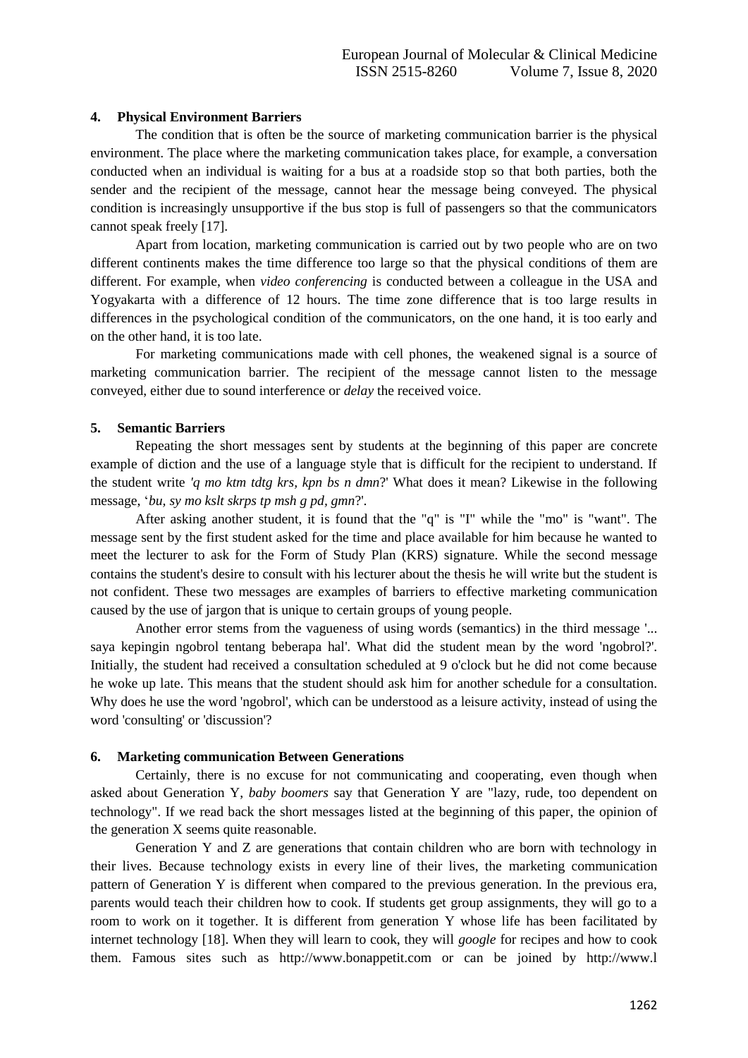### 4. Physical Environment Barriers

The condition that is often be the source of marketing communication barrier is the physical environment. The place where the marketing communication takes place, for example, a conversation conducted when an individual is waiting for a bus at a roadside stop so that both parties, both the sender and the recipient of the message, cannot hear the message being conveyed. The physical condition is increasingly unsupportive if the bus stop is full of passengers so that the communicators cannot speak freely [17].

Apart from location, marketing communication is carried out by two people who are on two different continents makes the time difference too large so that the physical conditions of them are different. For example, when *video conferencing* is conducted between a colleague in the USA and Yogyakarta with a difference of 12 hours. The time zone difference that is too large results in differences in the psychological condition of the communicators, on the one hand, it is too early and on the other hand, it is too late.

For marketing communications made with cell phones, the weakened signal is a source of marketing communication barrier. The recipient of the message cannot listen to the message conveyed, either due to sound interference or *delay* the received voice.

### 5. Semantic Barriers

Repeating the short messages sent by students at the beginning of this paper are concrete example of diction and the use of a language style that is difficult for the recipient to understand. If the student write *'q mo ktm tdtg krs, kpn bs n dmn*?' What does it mean? Likewise in the following message, '*bu, sy mo kslt skrps tp msh g pd, gmn*?'.

After asking another student, it is found that the "q" is "I" while the "mo" is "want". The message sent by the first student asked for the time and place available for him because he wanted to meet the lecturer to ask for the Form of Study Plan (KRS) signature. While the second message contains the student's desire to consult with his lecturer about the thesis he will write but the student is not confident. These two messages are examples of barriers to effective marketing communication caused by the use of jargon that is unique to certain groups of young people.

Another error stems from the vagueness of using words (semantics) in the third message '... saya kepingin ngobrol tentang beberapa hal'. What did the student mean by the word 'ngobrol?'. Initially, the student had received a consultation scheduled at 9 o'clock but he did not come because he woke up late. This means that the student should ask him for another schedule for a consultation. Why does he use the word 'ngobrol', which can be understood as a leisure activity, instead of using the word 'consulting' or 'discussion'?

### 6. Marketing communication Between Generations

Certainly, there is no excuse for not communicating and cooperating, even though when asked about Generation Y, *baby boomers* say that Generation Y are "lazy, rude, too dependent on technology". If we read back the short messages listed at the beginning of this paper, the opinion of the generation X seems quite reasonable.

Generation Y and Z are generations that contain children who are born with technology in their lives. Because technology exists in every line of their lives, the marketing communication pattern of Generation Y is different when compared to the previous generation. In the previous era, parents would teach their children how to cook. If students get group assignments, they will go to a room to work on it together. It is different from generation Y whose life has been facilitated by internet technology [18]. When they will learn to cook, they will *google* for recipes and how to cook them. Famous sites such as http://www.bonappetit.com or can be joined by http://www.l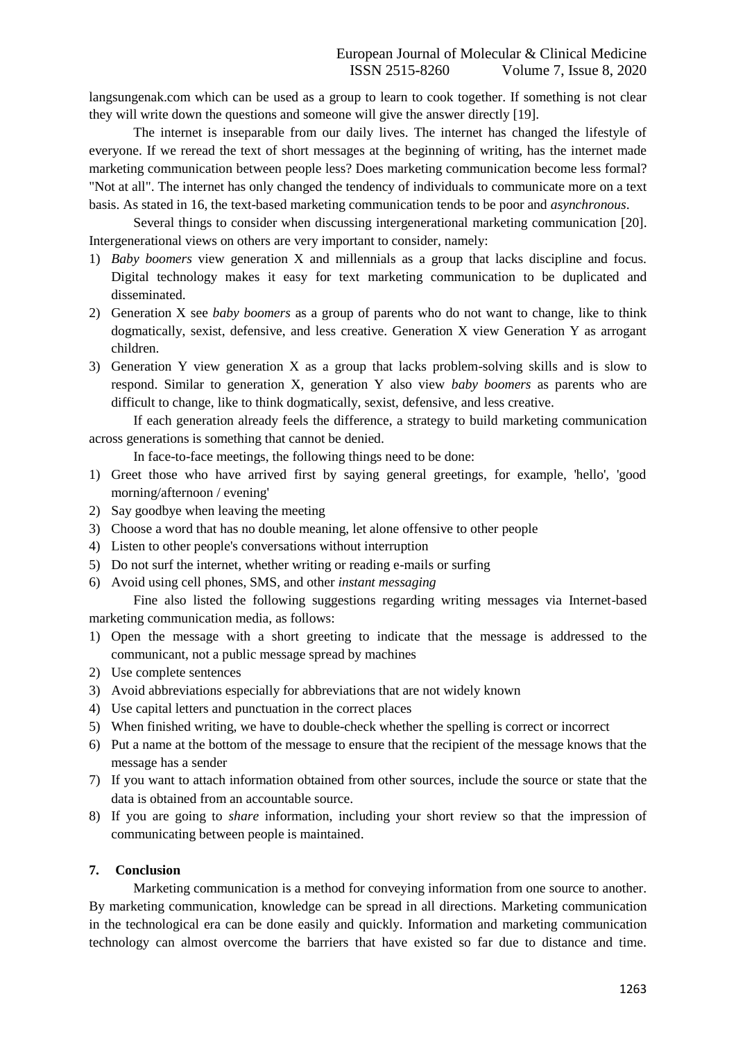langsungenak.com which can be used as a group to learn to cook together. If something is not clear they will write down the questions and someone will give the answer directly [19].

The internet is inseparable from our daily lives. The internet has changed the lifestyle of everyone. If we reread the text of short messages at the beginning of writing, has the internet made marketing communication between people less? Does marketing communication become less formal? "Not at all". The internet has only changed the tendency of individuals to communicate more on a text basis. As stated in 16, the text-based marketing communication tends to be poor and *asynchronous*.

Several things to consider when discussing intergenerational marketing communication [20]. Intergenerational views on others are very important to consider, namely:

1) *Baby boomers* view generation X and millennials as a group that lacks discipline and focus. Digital technology makes it easy for text marketing communication to be duplicated and disseminated.
2) Generation X see *baby boomers* as a group of parents who do not want to change, like to think dogmatically, sexist, defensive, and less creative. Generation X view Generation Y as arrogant children.
3) Generation Y view generation X as a group that lacks problem-solving skills and is slow to respond. Similar to generation X, generation Y also view *baby boomers* as parents who are difficult to change, like to think dogmatically, sexist, defensive, and less creative.

If each generation already feels the difference, a strategy to build marketing communication across generations is something that cannot be denied.

In face-to-face meetings, the following things need to be done:

1) Greet those who have arrived first by saying general greetings, for example, 'hello', 'good morning/afternoon / evening'
2) Say goodbye when leaving the meeting
3) Choose a word that has no double meaning, let alone offensive to other people
4) Listen to other people's conversations without interruption
5) Do not surf the internet, whether writing or reading e-mails or surfing
6) Avoid using cell phones, SMS, and other *instant messaging*

Fine also listed the following suggestions regarding writing messages via Internet-based marketing communication media, as follows:

1) Open the message with a short greeting to indicate that the message is addressed to the communicant, not a public message spread by machines
2) Use complete sentences
3) Avoid abbreviations especially for abbreviations that are not widely known
4) Use capital letters and punctuation in the correct places
5) When finished writing, we have to double-check whether the spelling is correct or incorrect
6) Put a name at the bottom of the message to ensure that the recipient of the message knows that the message has a sender
7) If you want to attach information obtained from other sources, include the source or state that the data is obtained from an accountable source.
8) If you are going to *share* information, including your short review so that the impression of communicating between people is maintained.

## 7. Conclusion

Marketing communication is a method for conveying information from one source to another. By marketing communication, knowledge can be spread in all directions. Marketing communication in the technological era can be done easily and quickly. Information and marketing communication technology can almost overcome the barriers that have existed so far due to distance and time.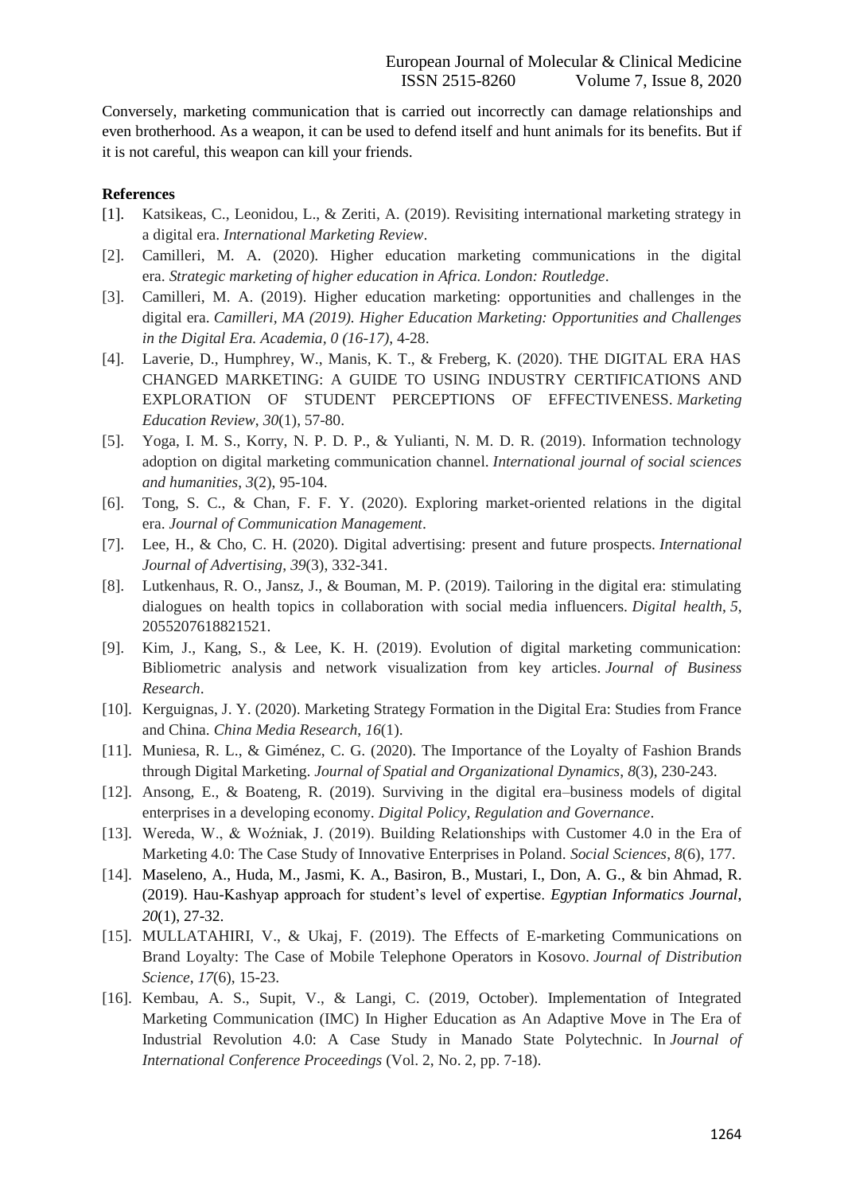Conversely, marketing communication that is carried out incorrectly can damage relationships and even brotherhood. As a weapon, it can be used to defend itself and hunt animals for its benefits. But if it is not careful, this weapon can kill your friends.

**References**

[1]. Katsikeas, C., Leonidou, L., & Zeriti, A. (2019). Revisiting international marketing strategy in a digital era. *International Marketing Review*.

[2]. Camilleri, M. A. (2020). Higher education marketing communications in the digital era. *Strategic marketing of higher education in Africa. London: Routledge*.

[3]. Camilleri, M. A. (2019). Higher education marketing: opportunities and challenges in the digital era. *Camilleri, MA (2019). Higher Education Marketing: Opportunities and Challenges in the Digital Era. Academia, 0 (16-17)*, 4-28.

[4]. Laverie, D., Humphrey, W., Manis, K. T., & Freberg, K. (2020). THE DIGITAL ERA HAS CHANGED MARKETING: A GUIDE TO USING INDUSTRY CERTIFICATIONS AND EXPLORATION OF STUDENT PERCEPTIONS OF EFFECTIVENESS. *Marketing Education Review*, *30*(1), 57-80.

[5]. Yoga, I. M. S., Korry, N. P. D. P., & Yulianti, N. M. D. R. (2019). Information technology adoption on digital marketing communication channel. *International journal of social sciences and humanities*, *3*(2), 95-104.

[6]. Tong, S. C., & Chan, F. F. Y. (2020). Exploring market-oriented relations in the digital era. *Journal of Communication Management*.

[7]. Lee, H., & Cho, C. H. (2020). Digital advertising: present and future prospects. *International Journal of Advertising*, *39*(3), 332-341.

[8]. Lutkenhaus, R. O., Jansz, J., & Bouman, M. P. (2019). Tailoring in the digital era: stimulating dialogues on health topics in collaboration with social media influencers. *Digital health*, *5*, 2055207618821521.

[9]. Kim, J., Kang, S., & Lee, K. H. (2019). Evolution of digital marketing communication: Bibliometric analysis and network visualization from key articles. *Journal of Business Research*.

[10]. Kerguignas, J. Y. (2020). Marketing Strategy Formation in the Digital Era: Studies from France and China. *China Media Research*, *16*(1).

[11]. Muniesa, R. L., & Giménez, C. G. (2020). The Importance of the Loyalty of Fashion Brands through Digital Marketing. *Journal of Spatial and Organizational Dynamics*, *8*(3), 230-243.

[12]. Ansong, E., & Boateng, R. (2019). Surviving in the digital era–business models of digital enterprises in a developing economy. *Digital Policy, Regulation and Governance*.

[13]. Wereda, W., & Woźniak, J. (2019). Building Relationships with Customer 4.0 in the Era of Marketing 4.0: The Case Study of Innovative Enterprises in Poland. *Social Sciences*, *8*(6), 177.

[14]. Maseleno, A., Huda, M., Jasmi, K. A., Basiron, B., Mustari, I., Don, A. G., & bin Ahmad, R. (2019). Hau-Kashyap approach for student's level of expertise. *Egyptian Informatics Journal*, *20*(1), 27-32.

[15]. MULLATAHIRI, V., & Ukaj, F. (2019). The Effects of E-marketing Communications on Brand Loyalty: The Case of Mobile Telephone Operators in Kosovo. *Journal of Distribution Science*, *17*(6), 15-23.

[16]. Kembau, A. S., Supit, V., & Langi, C. (2019, October). Implementation of Integrated Marketing Communication (IMC) In Higher Education as An Adaptive Move in The Era of Industrial Revolution 4.0: A Case Study in Manado State Polytechnic. In *Journal of International Conference Proceedings* (Vol. 2, No. 2, pp. 7-18).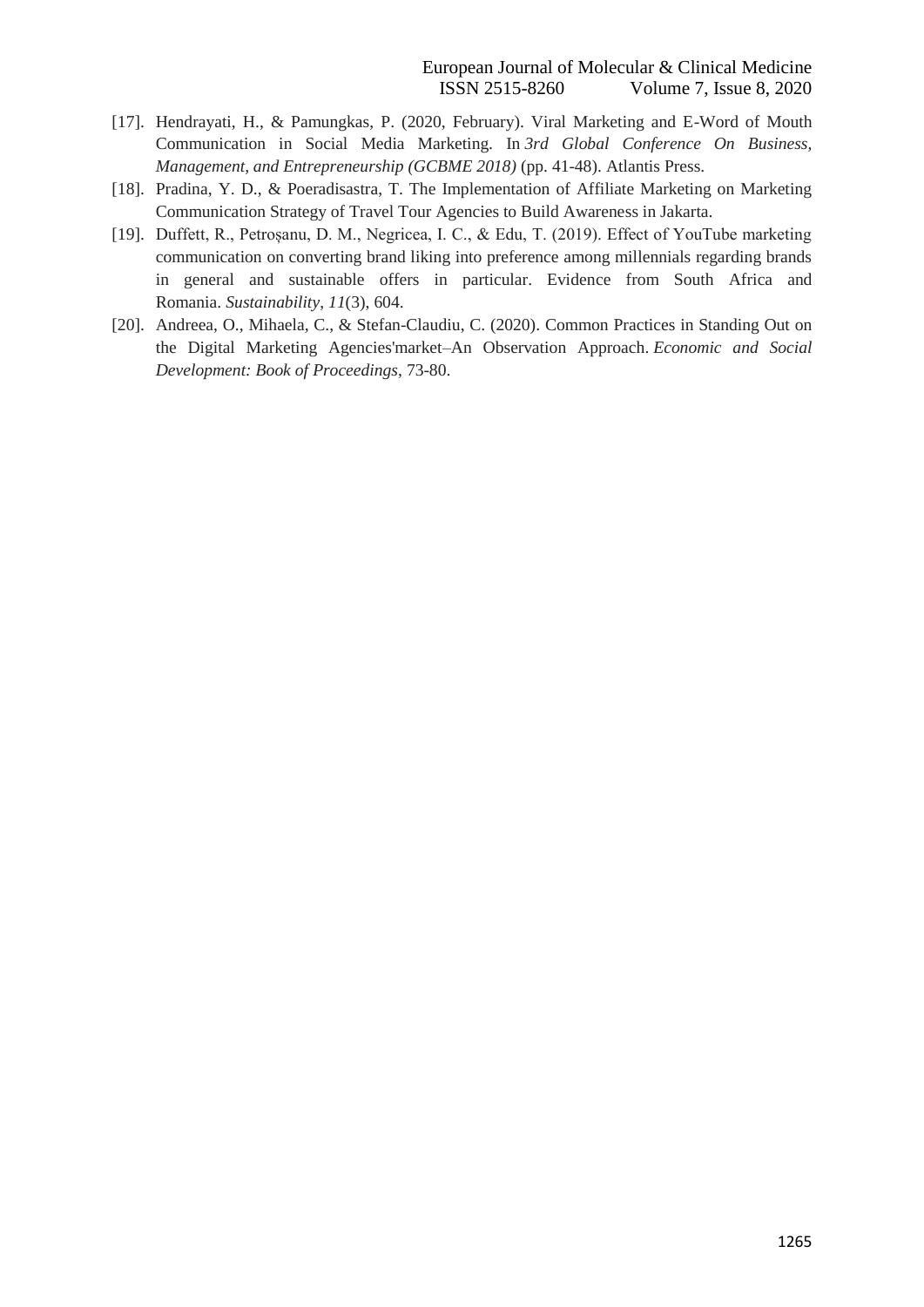[17]. Hendrayati, H., & Pamungkas, P. (2020, February). Viral Marketing and E-Word of Mouth Communication in Social Media Marketing. In *3rd Global Conference On Business, Management, and Entrepreneurship (GCBME 2018)* (pp. 41-48). Atlantis Press.

[18]. Pradina, Y. D., & Poeradisastra, T. The Implementation of Affiliate Marketing on Marketing Communication Strategy of Travel Tour Agencies to Build Awareness in Jakarta.

[19]. Duffett, R., Petroșanu, D. M., Negricea, I. C., & Edu, T. (2019). Effect of YouTube marketing communication on converting brand liking into preference among millennials regarding brands in general and sustainable offers in particular. Evidence from South Africa and Romania. *Sustainability*, *11*(3), 604.

[20]. Andreea, O., Mihaela, C., & Stefan-Claudiu, C. (2020). Common Practices in Standing Out on the Digital Marketing Agencies'market–An Observation Approach. *Economic and Social Development: Book of Proceedings*, 73-80.